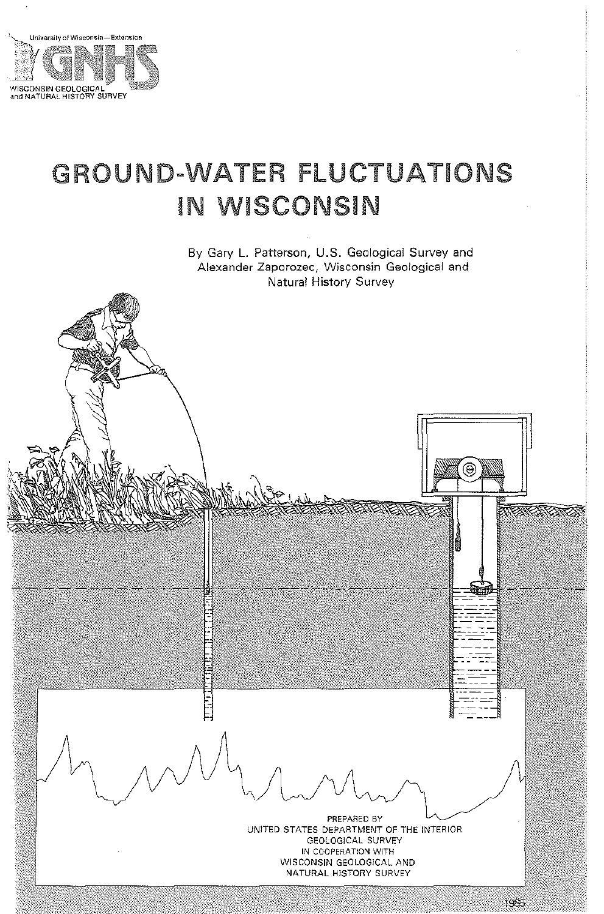University of Wisconsin—Extension

WGNHS

WISCONSIN GEOLOGICAL and NATURAL HISTORY SURVEY

# GROUND-WATER FLUCTUATIONS IN WISCONSIN

By Gary L. Patterson, U.S. Geological Survey and Alexander Zaporozec, Wisconsin Geological and Natural History Survey

PREPARED BY
UNITED STATES DEPARTMENT OF THE INTERIOR
GEOLOGICAL SURVEY
IN COOPERATION WITH
WISCONSIN GEOLOGICAL AND
NATURAL HISTORY SURVEY

1985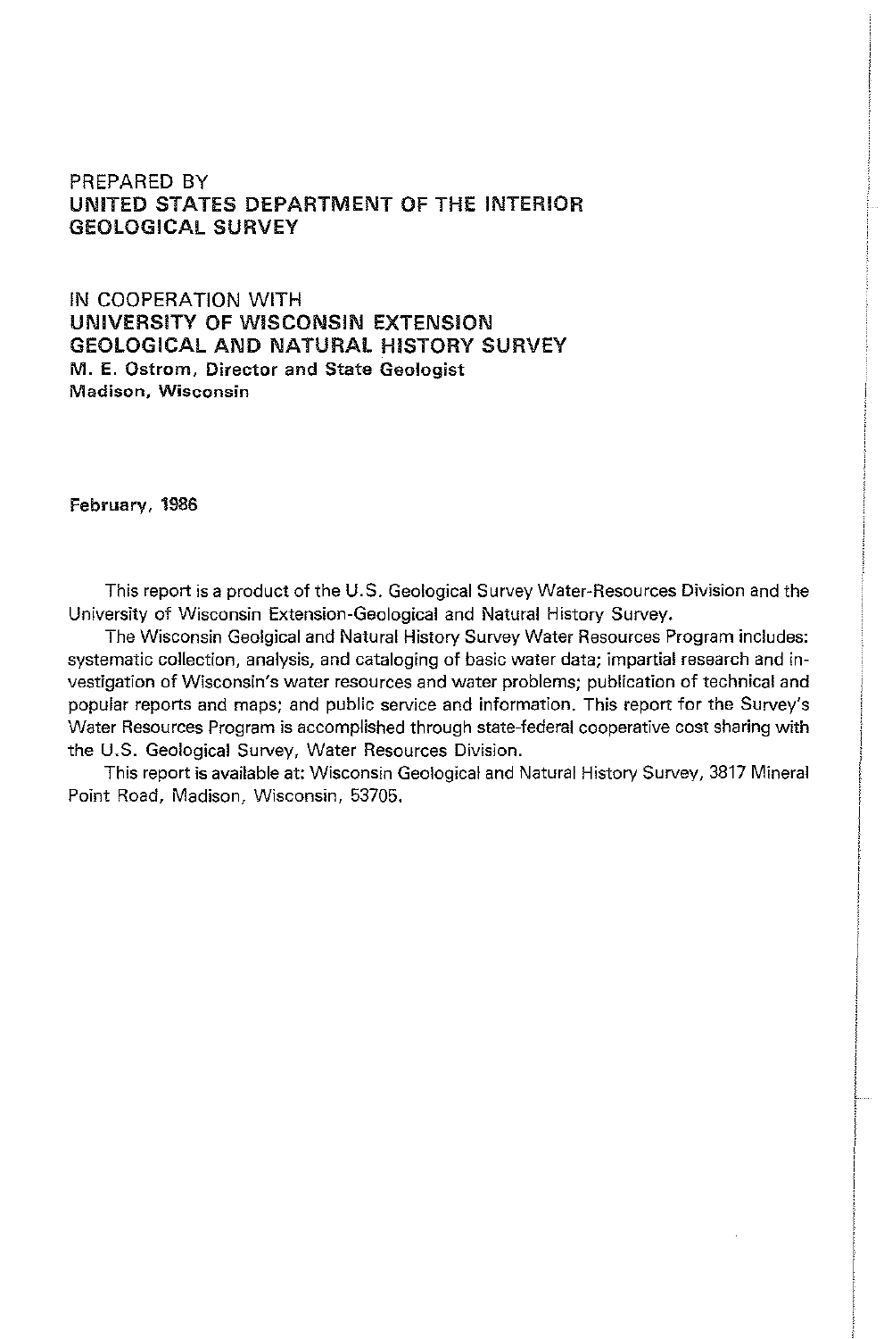PREPARED BY
**UNITED STATES DEPARTMENT OF THE INTERIOR**
**GEOLOGICAL SURVEY**

IN COOPERATION WITH
**UNIVERSITY OF WISCONSIN EXTENSION**
**GEOLOGICAL AND NATURAL HISTORY SURVEY**
**M. E. Ostrom, Director and State Geologist**
**Madison, Wisconsin**

**February, 1986**

This report is a product of the U.S. Geological Survey Water-Resources Division and the University of Wisconsin Extension-Geological and Natural History Survey.

The Wisconsin Geolgical and Natural History Survey Water Resources Program includes: systematic collection, analysis, and cataloging of basic water data; impartial research and investigation of Wisconsin's water resources and water problems; publication of technical and popular reports and maps; and public service and information. This report for the Survey's Water Resources Program is accomplished through state-federal cooperative cost sharing with the U.S. Geological Survey, Water Resources Division.

This report is available at: Wisconsin Geological and Natural History Survey, 3817 Mineral Point Road, Madison, Wisconsin, 53705.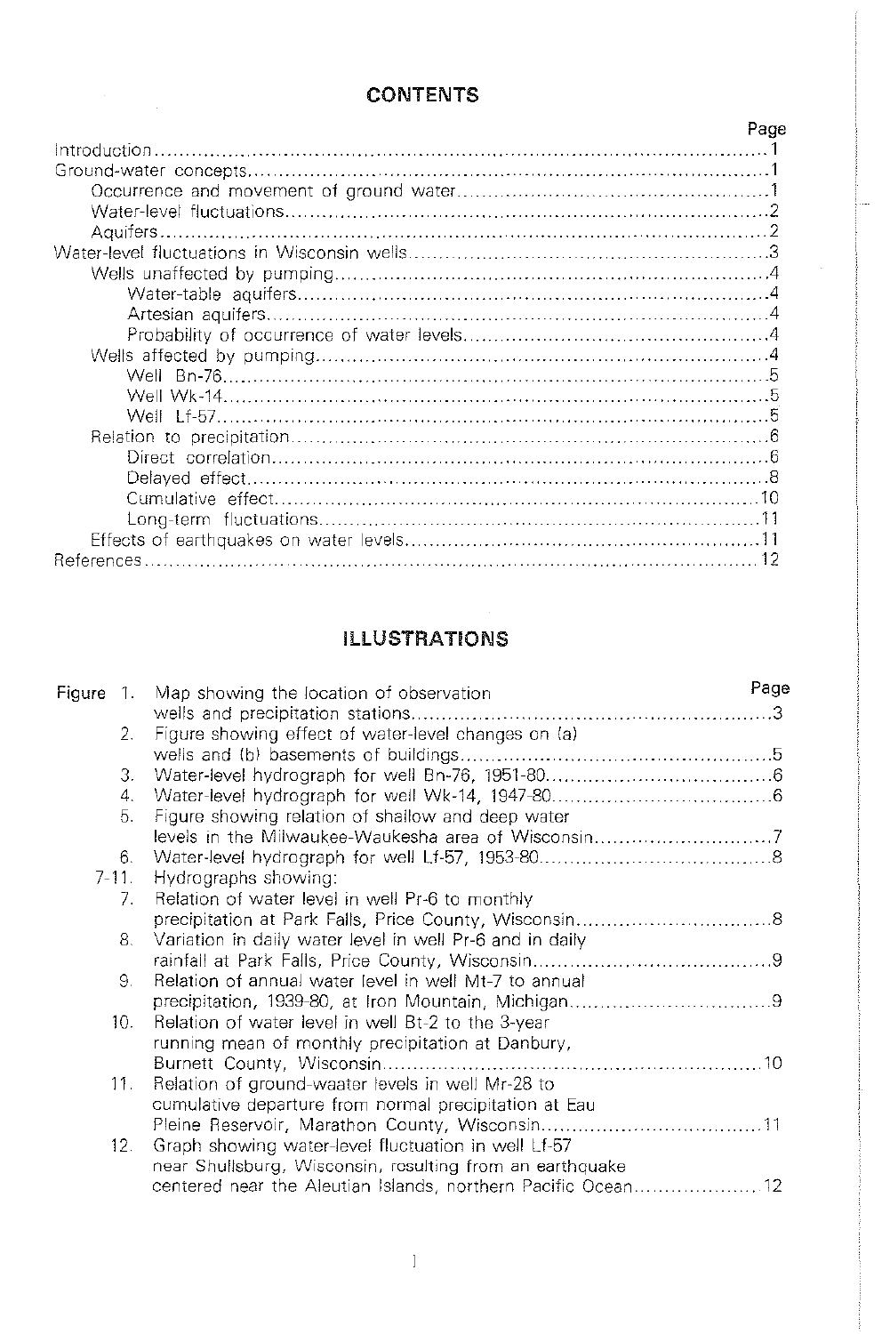## CONTENTS

| | Page |
|---|---|
| Introduction | 1 |
| Ground-water concepts | 1 |
| Occurrence and movement of ground water | 1 |
| Water-level fluctuations | 2 |
| Aquifers | 2 |
| Water-level fluctuations in Wisconsin wells | 3 |
| Wells unaffected by pumping | 4 |
| Water-table aquifers | 4 |
| Artesian aquifers | 4 |
| Probability of occurrence of water levels | 4 |
| Wells affected by pumping | 4 |
| Well Bn-76 | 5 |
| Well Wk-14 | 5 |
| Well Lf-57 | 5 |
| Relation to precipitation | 6 |
| Direct correlation | 6 |
| Delayed effect | 8 |
| Cumulative effect | 10 |
| Long-term fluctuations | 11 |
| Effects of earthquakes on water levels | 11 |
| References | 12 |

## ILLUSTRATIONS

| | | Page |
|---|---|---|
| Figure 1. | Map showing the location of observation wells and precipitation stations | 3 |
| 2. | Figure showing effect of water-level changes on (a) wells and (b) basements of buildings | 5 |
| 3. | Water-level hydrograph for well Bn-76, 1951-80 | 6 |
| 4. | Water-level hydrograph for well Wk-14, 1947-80 | 6 |
| 5. | Figure showing relation of shallow and deep water levels in the Milwaukee-Waukesha area of Wisconsin | 7 |
| 6. | Water-level hydrograph for well Lf-57, 1953-80 | 8 |
| 7-11. | Hydrographs showing: | |
| 7. | Relation of water level in well Pr-6 to monthly precipitation at Park Falls, Price County, Wisconsin | 8 |
| 8. | Variation in daily water level in well Pr-6 and in daily rainfall at Park Falls, Price County, Wisconsin | 9 |
| 9. | Relation of annual water level in well Mt-7 to annual precipitation, 1939-80, at Iron Mountain, Michigan | 9 |
| 10. | Relation of water level in well Bt-2 to the 3-year running mean of monthly precipitation at Danbury, Burnett County, Wisconsin | 10 |
| 11. | Relation of ground-waater levels in well Mr-28 to cumulative departure from normal precipitation at Eau Pleine Reservoir, Marathon County, Wisconsin | 11 |
| 12. | Graph showing water-level fluctuation in well Lf-57 near Shullsburg, Wisconsin, resulting from an earthquake centered near the Aleutian Islands, northern Pacific Ocean | 12 |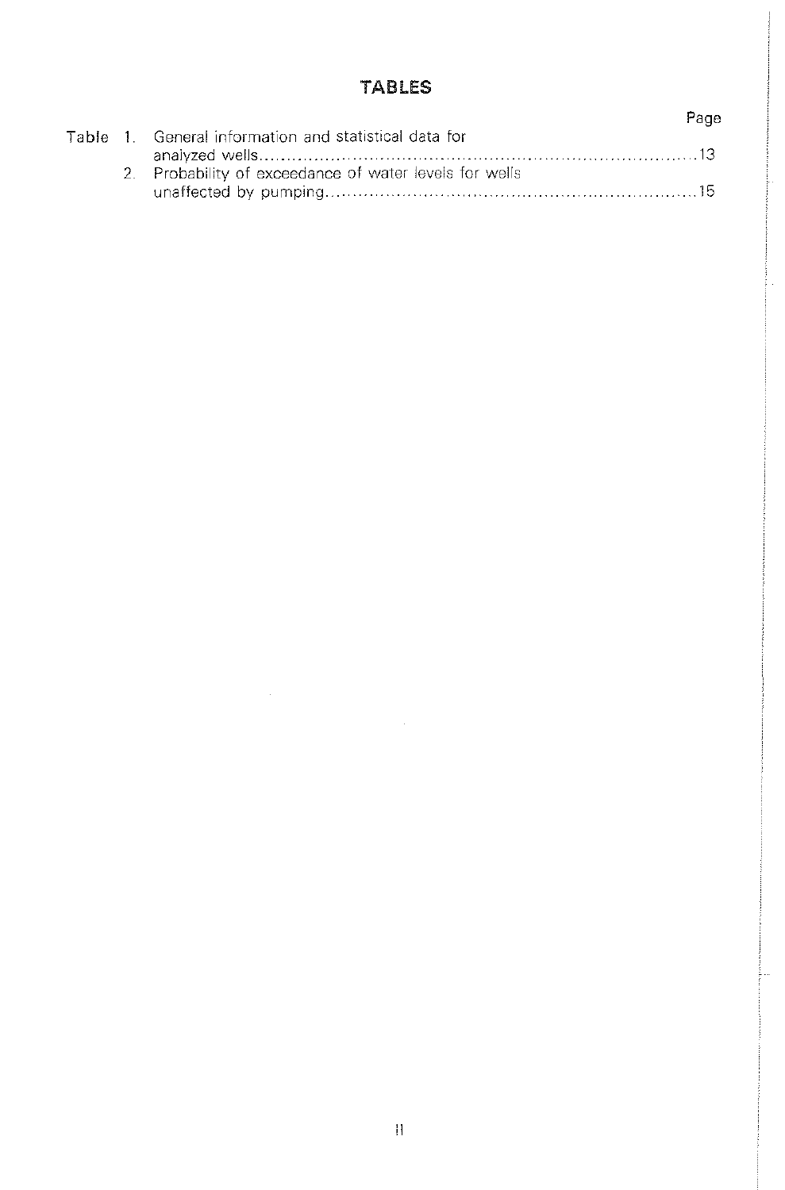## TABLES

| | | Page |
|---|---|---|
| Table 1. | General information and statistical data for analyzed wells | 13 |
| 2. | Probability of exceedance of water levels for wells unaffected by pumping | 15 |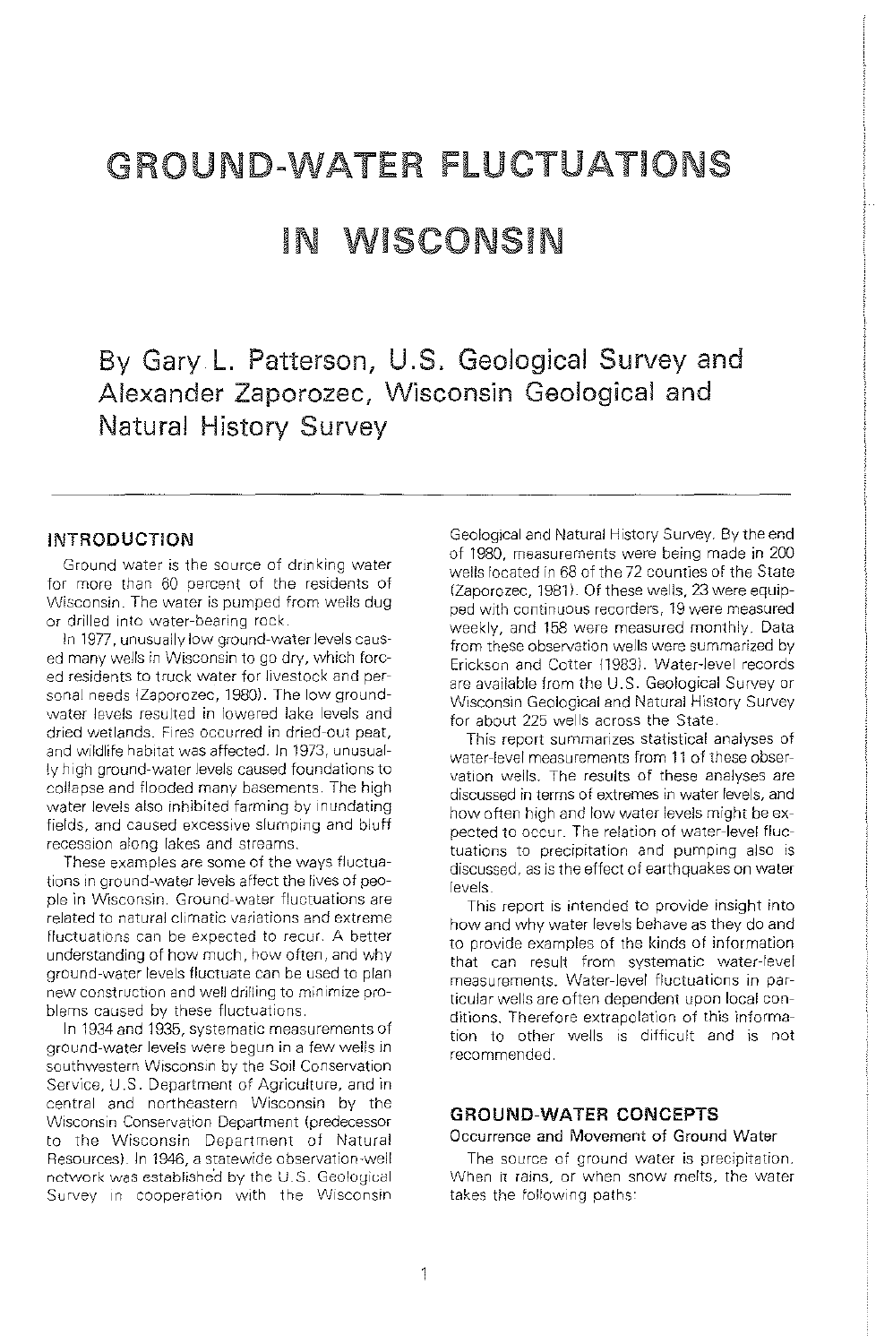# GROUND-WATER FLUCTUATIONS IN WISCONSIN

By Gary L. Patterson, U.S. Geological Survey and Alexander Zaporozec, Wisconsin Geological and Natural History Survey

## INTRODUCTION

Ground water is the source of drinking water for more than 60 percent of the residents of Wisconsin. The water is pumped from wells dug or drilled into water-bearing rock.

In 1977, unusually low ground-water levels caused many wells in Wisconsin to go dry, which forced residents to truck water for livestock and personal needs (Zaporozec, 1980). The low ground-water levels resulted in lowered lake levels and dried wetlands. Fires occurred in dried-out peat, and wildlife habitat was affected. In 1973, unusually high ground-water levels caused foundations to collapse and flooded many basements. The high water levels also inhibited farming by inundating fields, and caused excessive slumping and bluff recession along lakes and streams.

These examples are some of the ways fluctuations in ground-water levels affect the lives of people in Wisconsin. Ground-water fluctuations are related to natural climatic variations and extreme fluctuations can be expected to recur. A better understanding of how much, how often, and why ground-water levels fluctuate can be used to plan new construction and well drilling to minimize problems caused by these fluctuations.

In 1934 and 1935, systematic measurements of ground-water levels were begun in a few wells in southwestern Wisconsin by the Soil Conservation Service, U.S. Department of Agriculture, and in central and northeastern Wisconsin by the Wisconsin Conservation Department (predecessor to the Wisconsin Department of Natural Resources). In 1946, a statewide observation-well network was established by the U.S. Geological Survey in cooperation with the Wisconsin Geological and Natural History Survey. By the end of 1980, measurements were being made in 200 wells located in 68 of the 72 counties of the State (Zaporozec, 1981). Of these wells, 23 were equipped with continuous recorders, 19 were measured weekly, and 158 were measured monthly. Data from these observation wells were summarized by Erickson and Cotter (1983). Water-level records are available from the U.S. Geological Survey or Wisconsin Geological and Natural History Survey for about 225 wells across the State.

This report summarizes statistical analyses of water-level measurements from 11 of these observation wells. The results of these analyses are discussed in terms of extremes in water levels, and how often high and low water levels might be expected to occur. The relation of water-level fluctuations to precipitation and pumping also is discussed, as is the effect of earthquakes on water levels.

This report is intended to provide insight into how and why water levels behave as they do and to provide examples of the kinds of information that can result from systematic water-level measurements. Water-level fluctuations in particular wells are often dependent upon local conditions. Therefore extrapolation of this information to other wells is difficult and is not recommended.

## GROUND-WATER CONCEPTS

### Occurrence and Movement of Ground Water

The source of ground water is precipitation. When it rains, or when snow melts, the water takes the following paths: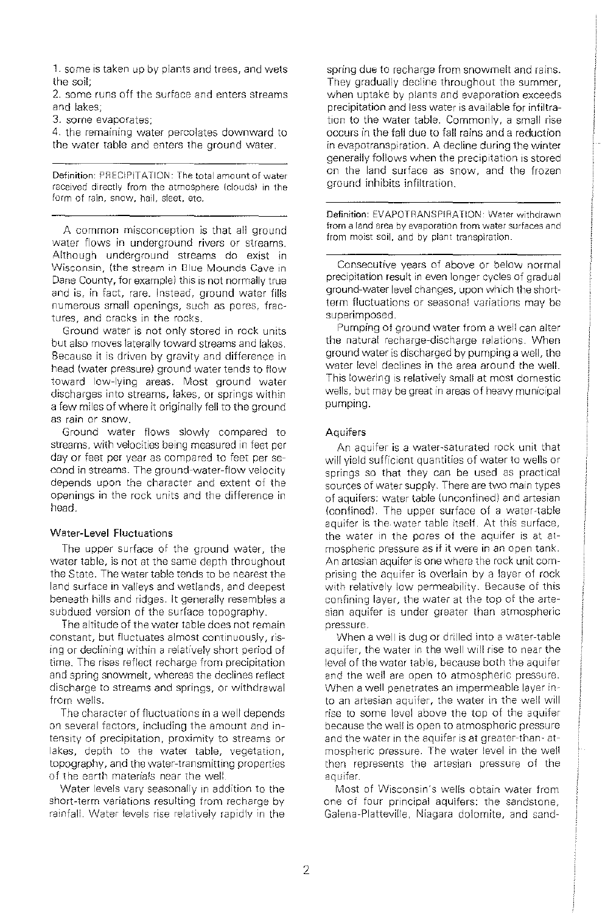1. some is taken up by plants and trees, and wets the soil;
2. some runs off the surface and enters streams and lakes;
3. some evaporates;
4. the remaining water percolates downward to the water table and enters the ground water.

---

Definition: PRECIPITATION: The total amount of water received directly from the atmosphere (clouds) in the form of rain, snow, hail, sleet, etc.

---

A common misconception is that all ground water flows in underground rivers or streams. Although underground streams do exist in Wisconsin, (the stream in Blue Mounds Cave in Dane County, for example) this is not normally true and is, in fact, rare. Instead, ground water fills numerous small openings, such as pores, fractures, and cracks in the rocks.

Ground water is not only stored in rock units but also moves laterally toward streams and lakes. Because it is driven by gravity and difference in head (water pressure) ground water tends to flow toward low-lying areas. Most ground water discharges into streams, lakes, or springs within a few miles of where it originally fell to the ground as rain or snow.

Ground water flows slowly compared to streams, with velocities being measured in feet per day or feet per year as compared to feet per second in streams. The ground-water-flow velocity depends upon the character and extent of the openings in the rock units and the difference in head.

### Water-Level Fluctuations

The upper surface of the ground water, the water table, is not at the same depth throughout the State. The water table tends to be nearest the land surface in valleys and wetlands, and deepest beneath hills and ridges. It generally resembles a subdued version of the surface topography.

The altitude of the water table does not remain constant, but fluctuates almost continuously, rising or declining within a relatively short period of time. The rises reflect recharge from precipitation and spring snowmelt, whereas the declines reflect discharge to streams and springs, or withdrawal from wells.

The character of fluctuations in a well depends on several factors, including the amount and intensity of precipitation, proximity to streams or lakes, depth to the water table, vegetation, topography, and the water-transmitting properties of the earth materials near the well.

Water levels vary seasonally in addition to the short-term variations resulting from recharge by rainfall. Water levels rise relatively rapidly in the spring due to recharge from snowmelt and rains. They gradually decline throughout the summer, when uptake by plants and evaporation exceeds precipitation and less water is available for infiltration to the water table. Commonly, a small rise occurs in the fall due to fall rains and a reduction in evapotranspiration. A decline during the winter generally follows when the precipitation is stored on the land surface as snow, and the frozen ground inhibits infiltration.

---

Definition: EVAPOTRANSPIRATION: Water withdrawn from a land area by evaporation from water surfaces and from moist soil, and by plant transpiration.

---

Consecutive years of above or below normal precipitation result in even longer cycles of gradual ground-water level changes, upon which the short-term fluctuations or seasonal variations may be superimposed.

Pumping of ground water from a well can alter the natural recharge-discharge relations. When ground water is discharged by pumping a well, the water level declines in the area around the well. This lowering is relatively small at most domestic wells, but may be great in areas of heavy municipal pumping.

### Aquifers

An aquifer is a water-saturated rock unit that will yield sufficient quantities of water to wells or springs so that they can be used as practical sources of water supply. There are two main types of aquifers: water table (unconfined) and artesian (confined). The upper surface of a water-table aquifer is the water table itself. At this surface, the water in the pores of the aquifer is at atmospheric pressure as if it were in an open tank. An artesian aquifer is one where the rock unit comprising the aquifer is overlain by a layer of rock with relatively low permeability. Because of this confining layer, the water at the top of the artesian aquifer is under greater than atmospheric pressure.

When a well is dug or drilled into a water-table aquifer, the water in the well will rise to near the level of the water table, because both the aquifer and the well are open to atmospheric pressure. When a well penetrates an impermeable layer into an artesian aquifer, the water in the well will rise to some level above the top of the aquifer because the well is open to atmospheric pressure and the water in the aquifer is at greater-than-atmospheric pressure. The water level in the well then represents the artesian pressure of the aquifer.

Most of Wisconsin's wells obtain water from one of four principal aquifers: the sandstone, Galena-Platteville, Niagara dolomite, and sand-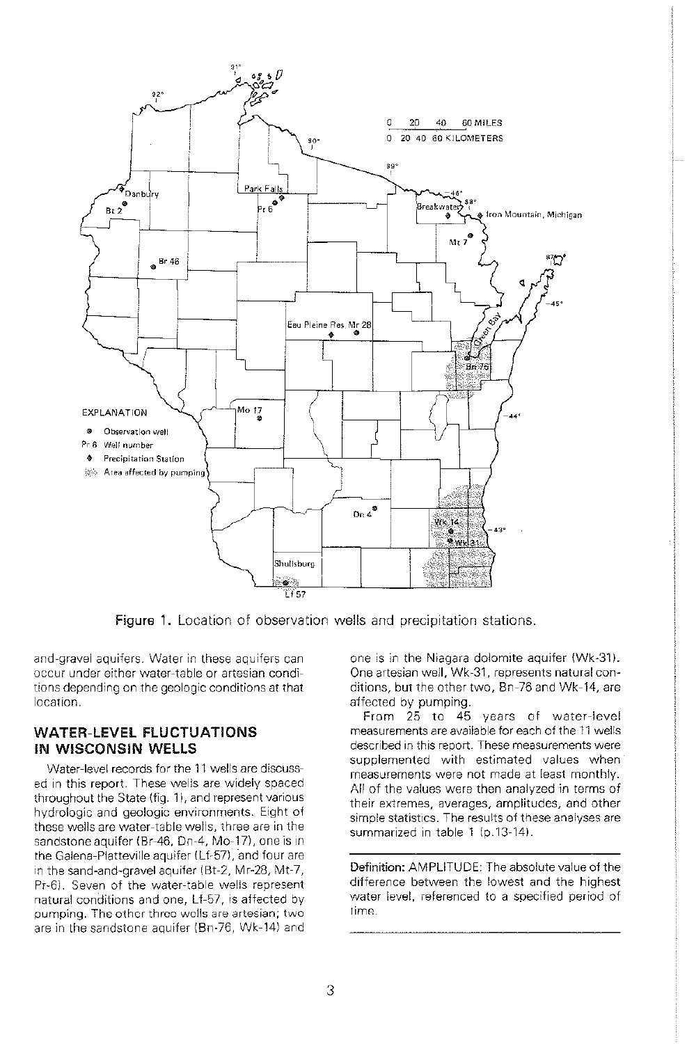Figure 1. Location of observation wells and precipitation stations.

and-gravel aquifers. Water in these aquifers can occur under either water-table or artesian conditions depending on the geologic conditions at that location.

## WATER-LEVEL FLUCTUATIONS IN WISCONSIN WELLS

Water-level records for the 11 wells are discussed in this report. These wells are widely spaced throughout the State (fig. 1), and represent various hydrologic and geologic environments. Eight of these wells are water-table wells, three are in the sandstone aquifer (Br-46, Dn-4, Mo-17), one is in the Galena-Platteville aquifer (Lf-57), and four are in the sand-and-gravel aquifer (Bt-2, Mr-28, Mt-7, Pr-6). Seven of the water-table wells represent natural conditions and one, Lf-57, is affected by pumping. The other three wells are artesian; two are in the sandstone aquifer (Bn-76, Wk-14) and one is in the Niagara dolomite aquifer (Wk-31). One artesian well, Wk-31, represents natural conditions, but the other two, Bn-76 and Wk-14, are affected by pumping.

From 25 to 45 years of water-level measurements are available for each of the 11 wells described in this report. These measurements were supplemented with estimated values when measurements were not made at least monthly. All of the values were then analyzed in terms of their extremes, averages, amplitudes, and other simple statistics. The results of these analyses are summarized in table 1 (p.13-14).

**Definition:** AMPLITUDE: The absolute value of the difference between the lowest and the highest water level, referenced to a specified period of time.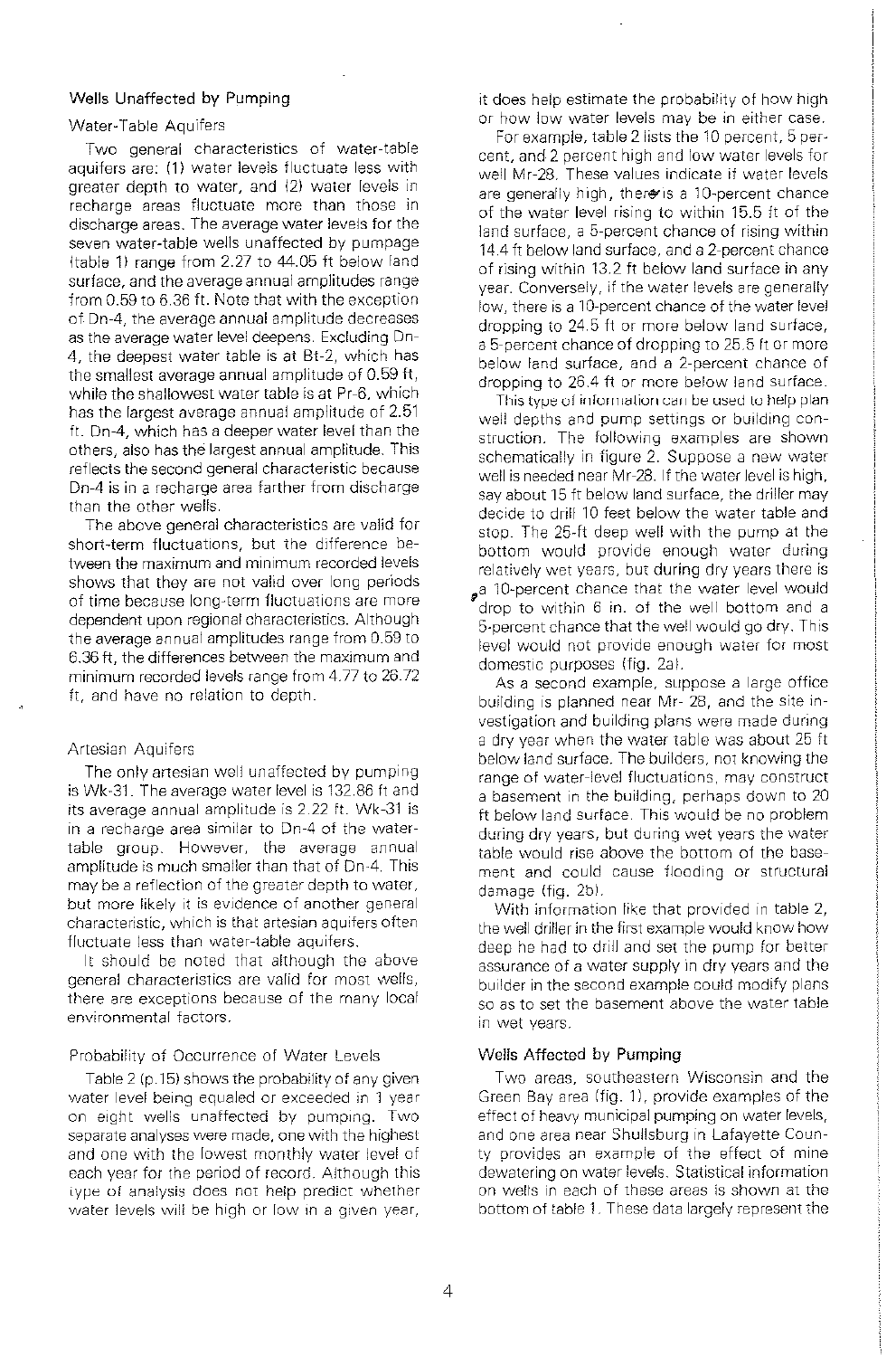### Wells Unaffected by Pumping

#### Water-Table Aquifers

Two general characteristics of water-table aquifers are: (1) water levels fluctuate less with greater depth to water, and (2) water levels in recharge areas fluctuate more than those in discharge areas. The average water levels for the seven water-table wells unaffected by pumpage (table 1) range from 2.27 to 44.05 ft below land surface, and the average annual amplitudes range from 0.59 to 6.36 ft. Note that with the exception of Dn-4, the average annual amplitude decreases as the average water level deepens. Excluding Dn-4, the deepest water table is at Bt-2, which has the smallest average annual amplitude of 0.59 ft, while the shallowest water table is at Pr-6, which has the largest average annual amplitude of 2.51 ft. Dn-4, which has a deeper water level than the others, also has the largest annual amplitude. This reflects the second general characteristic because Dn-4 is in a recharge area farther from discharge than the other wells.

The above general characteristics are valid for short-term fluctuations, but the difference between the maximum and minimum recorded levels shows that they are not valid over long periods of time because long-term fluctuations are more dependent upon regional characteristics. Although the average annual amplitudes range from 0.59 to 6.36 ft, the differences between the maximum and minimum recorded levels range from 4.77 to 26.72 ft, and have no relation to depth.

#### Artesian Aquifers

The only artesian well unaffected by pumping is Wk-31. The average water level is 132.86 ft and its average annual amplitude is 2.22 ft. Wk-31 is in a recharge area similar to Dn-4 of the water-table group. However, the average annual amplitude is much smaller than that of Dn-4. This may be a reflection of the greater depth to water, but more likely it is evidence of another general characteristic, which is that artesian aquifers often fluctuate less than water-table aquifers.

It should be noted that although the above general characteristics are valid for most wells, there are exceptions because of the many local environmental factors.

#### Probability of Occurrence of Water Levels

Table 2 (p.15) shows the probability of any given water level being equaled or exceeded in 1 year on eight wells unaffected by pumping. Two separate analyses were made, one with the highest and one with the lowest monthly water level of each year for the period of record. Although this type of analysis does not help predict whether water levels will be high or low in a given year, it does help estimate the probability of how high or how low water levels may be in either case.

For example, table 2 lists the 10 percent, 5 percent, and 2 percent high and low water levels for well Mr-28. These values indicate if water levels are generally high, there is a 10-percent chance of the water level rising to within 15.5 ft of the land surface, a 5-percent chance of rising within 14.4 ft below land surface, and a 2-percent chance of rising within 13.2 ft below land surface in any year. Conversely, if the water levels are generally low, there is a 10-percent chance of the water level dropping to 24.5 ft or more below land surface, a 5-percent chance of dropping to 25.5 ft or more below land surface, and a 2-percent chance of dropping to 26.4 ft or more below land surface.

This type of information can be used to help plan well depths and pump settings or building construction. The following examples are shown schematically in figure 2. Suppose a new water well is needed near Mr-28. If the water level is high, say about 15 ft below land surface, the driller may decide to drill 10 feet below the water table and stop. The 25-ft deep well with the pump at the bottom would provide enough water during relatively wet years, but during dry years there is a 10-percent chance that the water level would drop to within 6 in. of the well bottom and a 5-percent chance that the well would go dry. This level would not provide enough water for most domestic purposes (fig. 2a).

As a second example, suppose a large office building is planned near Mr- 28, and the site investigation and building plans were made during a dry year when the water table was about 25 ft below land surface. The builders, not knowing the range of water-level fluctuations, may construct a basement in the building, perhaps down to 20 ft below land surface. This would be no problem during dry years, but during wet years the water table would rise above the bottom of the basement and could cause flooding or structural damage (fig. 2b).

With information like that provided in table 2, the well driller in the first example would know how deep he had to drill and set the pump for better assurance of a water supply in dry years and the builder in the second example could modify plans so as to set the basement above the water table in wet years.

### Wells Affected by Pumping

Two areas, southeastern Wisconsin and the Green Bay area (fig. 1), provide examples of the effect of heavy municipal pumping on water levels, and one area near Shullsburg in Lafayette County provides an example of the effect of mine dewatering on water levels. Statistical information on wells in each of these areas is shown at the bottom of table 1. These data largely represent the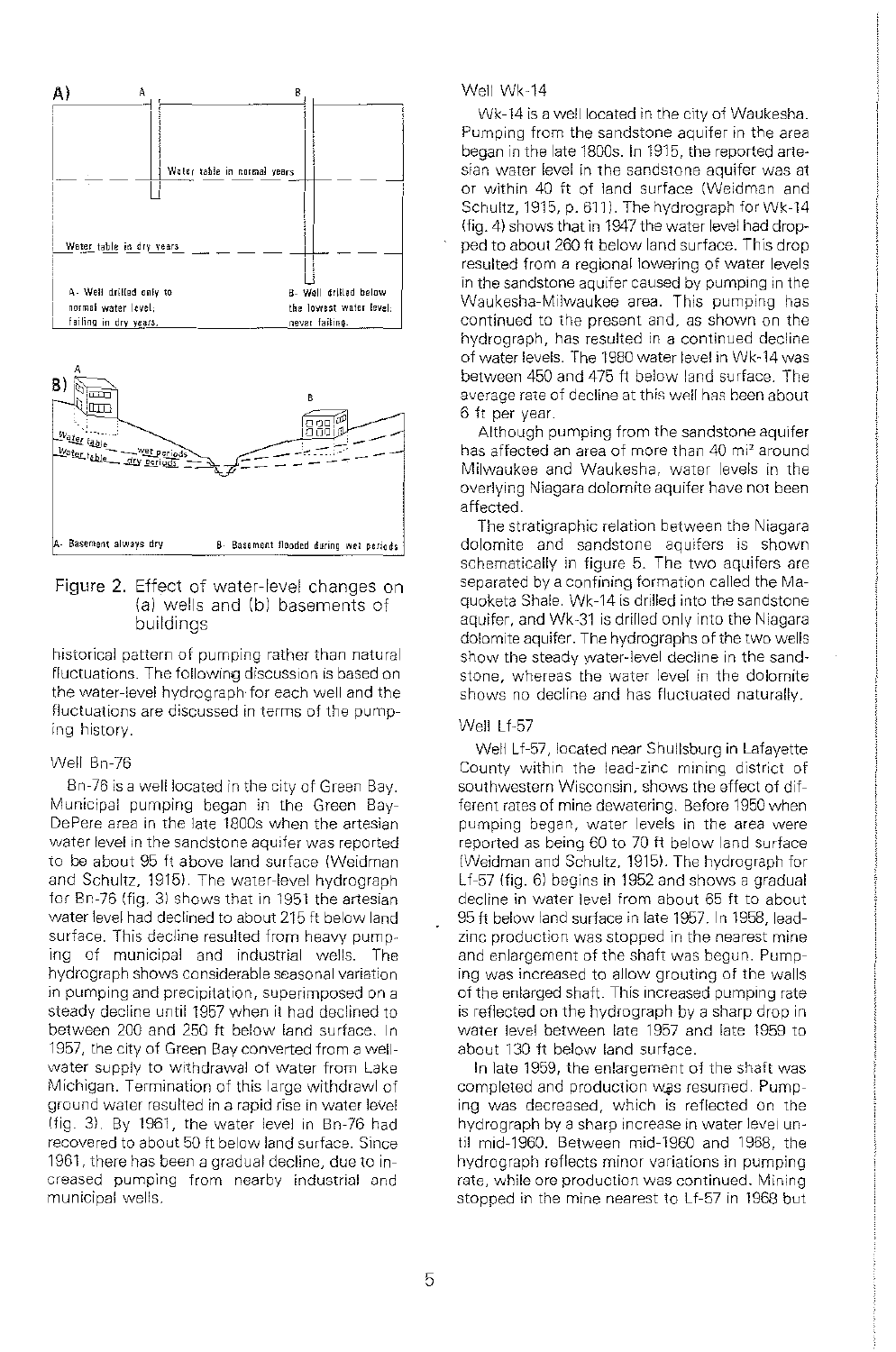A) 

Water table in normal years

Water table in dry years

A- Well drilled only to normal water level; failing in dry years.

B- Well drilled below the lowest water level; never failing.

B)

Water table — wet periods

Water table — dry periods

A- Basement always dry

B- Basement flooded during wet periods

Figure 2. Effect of water-level changes on (a) wells and (b) basements of buildings

historical pattern of pumping rather than natural fluctuations. The following discussion is based on the water-level hydrograph for each well and the fluctuations are discussed in terms of the pumping history.

### Well Bn-76

Bn-76 is a well located in the city of Green Bay. Municipal pumping began in the Green Bay-DePere area in the late 1800s when the artesian water level in the sandstone aquifer was reported to be about 95 ft above land surface (Weidman and Schultz, 1915). The water-level hydrograph for Bn-76 (fig. 3) shows that in 1951 the artesian water level had declined to about 215 ft below land surface. This decline resulted from heavy pumping of municipal and industrial wells. The hydrograph shows considerable seasonal variation in pumping and precipitation, superimposed on a steady decline until 1957 when it had declined to between 200 and 250 ft below land surface. In 1957, the city of Green Bay converted from a well-water supply to withdrawal of water from Lake Michigan. Termination of this large withdrawl of ground water resulted in a rapid rise in water level (fig. 3). By 1961, the water level in Bn-76 had recovered to about 50 ft below land surface. Since 1961, there has been a gradual decline, due to increased pumping from nearby industrial and municipal wells.

### Well Wk-14

Wk-14 is a well located in the city of Waukesha. Pumping from the sandstone aquifer in the area began in the late 1800s. In 1915, the reported artesian water level in the sandstone aquifer was at or within 40 ft of land surface (Weidman and Schultz, 1915, p. 611). The hydrograph for Wk-14 (fig. 4) shows that in 1947 the water level had dropped to about 260 ft below land surface. This drop resulted from a regional lowering of water levels in the sandstone aquifer caused by pumping in the Waukesha-Milwaukee area. This pumping has continued to the present and, as shown on the hydrograph, has resulted in a continued decline of water levels. The 1980 water level in Wk-14 was between 450 and 475 ft below land surface. The average rate of decline at this well has been about 6 ft per year.

Although pumping from the sandstone aquifer has affected an area of more than 40 mi$^2$ around Milwaukee and Waukesha, water levels in the overlying Niagara dolomite aquifer have not been affected.

The stratigraphic relation between the Niagara dolomite and sandstone aquifers is shown schematically in figure 5. The two aquifers are separated by a confining formation called the Maquoketa Shale. Wk-14 is drilled into the sandstone aquifer, and Wk-31 is drilled only into the Niagara dolomite aquifer. The hydrographs of the two wells show the steady water-level decline in the sandstone, whereas the water level in the dolomite shows no decline and has fluctuated naturally.

### Well Lf-57

Well Lf-57, located near Shullsburg in Lafayette County within the lead-zinc mining district of southwestern Wisconsin, shows the effect of different rates of mine dewatering. Before 1950 when pumping began, water levels in the area were reported as being 60 to 70 ft below land surface (Weidman and Schultz, 1915). The hydrograph for Lf-57 (fig. 6) begins in 1952 and shows a gradual decline in water level from about 65 ft to about 95 ft below land surface in late 1957. In 1958, lead-zinc production was stopped in the nearest mine and enlargement of the shaft was begun. Pumping was increased to allow grouting of the walls of the enlarged shaft. This increased pumping rate is reflected on the hydrograph by a sharp drop in water level between late 1957 and late 1959 to about 130 ft below land surface.

In late 1959, the enlargement of the shaft was completed and production was resumed. Pumping was decreased, which is reflected on the hydrograph by a sharp increase in water level until mid-1960. Between mid-1960 and 1968, the hydrograph reflects minor variations in pumping rate, while ore production was continued. Mining stopped in the mine nearest to Lf-57 in 1968 but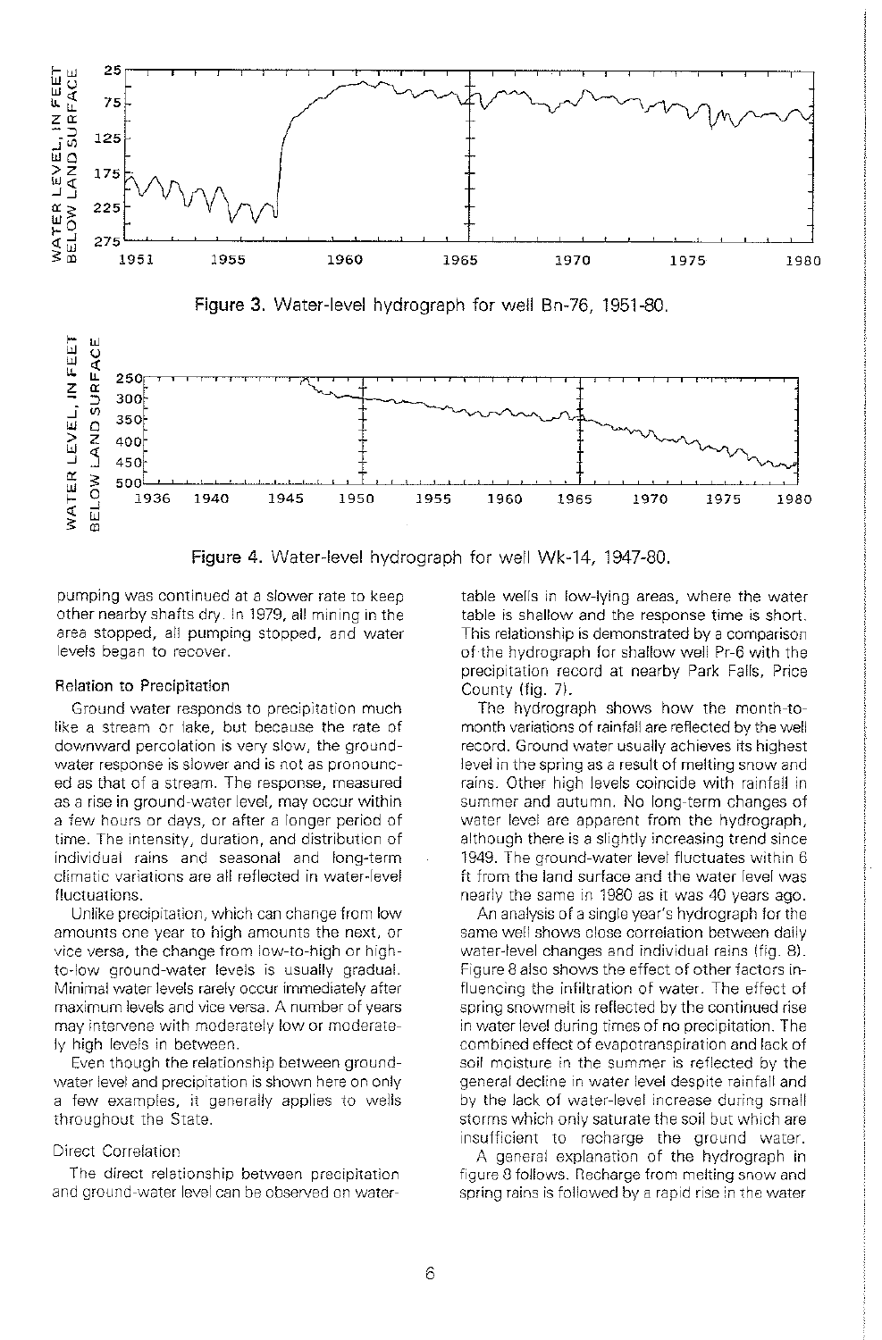Figure 3. Water-level hydrograph for well Bn-76, 1951-80.

Figure 4. Water-level hydrograph for well Wk-14, 1947-80.

pumping was continued at a slower rate to keep other nearby shafts dry. In 1979, all mining in the area stopped, all pumping stopped, and water levels began to recover.

### Relation to Precipitation

Ground water responds to precipitation much like a stream or lake, but because the rate of downward percolation is very slow, the ground-water response is slower and is not as pronounced as that of a stream. The response, measured as a rise in ground-water level, may occur within a few hours or days, or after a longer period of time. The intensity, duration, and distribution of individual rains and seasonal and long-term climatic variations are all reflected in water-level fluctuations.

Unlike precipitation, which can change from low amounts one year to high amounts the next, or vice versa, the change from low-to-high or high-to-low ground-water levels is usually gradual. Minimal water levels rarely occur immediately after maximum levels and vice versa. A number of years may intervene with moderately low or moderately high levels in between.

Even though the relationship between ground-water level and precipitation is shown here on only a few examples, it generally applies to wells throughout the State.

#### Direct Correlation

The direct relationship between precipitation and ground-water level can be observed on water-table wells in low-lying areas, where the water table is shallow and the response time is short. This relationship is demonstrated by a comparison of the hydrograph for shallow well Pr-6 with the precipitation record at nearby Park Falls, Price County (fig. 7).

The hydrograph shows how the month-to-month variations of rainfall are reflected by the well record. Ground water usually achieves its highest level in the spring as a result of melting snow and rains. Other high levels coincide with rainfall in summer and autumn. No long-term changes of water level are apparent from the hydrograph, although there is a slightly increasing trend since 1949. The ground-water level fluctuates within 6 ft from the land surface and the water level was nearly the same in 1980 as it was 40 years ago.

An analysis of a single year's hydrograph for the same well shows close correlation between daily water-level changes and individual rains (fig. 8). Figure 8 also shows the effect of other factors influencing the infiltration of water. The effect of spring snowmelt is reflected by the continued rise in water level during times of no precipitation. The combined effect of evapotranspiration and lack of soil moisture in the summer is reflected by the general decline in water level despite rainfall and by the lack of water-level increase during small storms which only saturate the soil but which are insufficient to recharge the ground water.

A general explanation of the hydrograph in figure 8 follows. Recharge from melting snow and spring rains is followed by a rapid rise in the water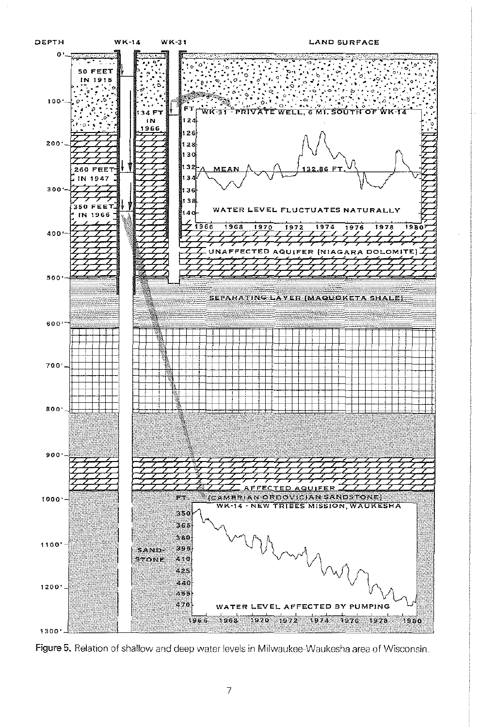Figure 5. Relation of shallow and deep water levels in Milwaukee-Waukesha area of Wisconsin.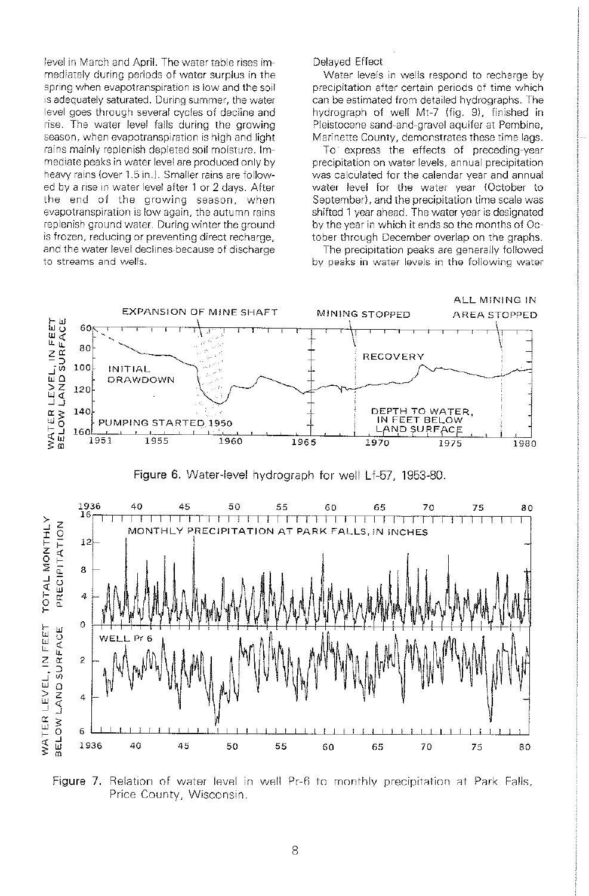level in March and April. The water table rises immediately during periods of water surplus in the spring when evapotranspiration is low and the soil is adequately saturated. During summer, the water level goes through several cycles of decline and rise. The water level falls during the growing season, when evapotranspiration is high and light rains mainly replenish depleted soil moisture. Immediate peaks in water level are produced only by heavy rains (over 1.5 in.). Smaller rains are followed by a rise in water level after 1 or 2 days. After the end of the growing season, when evapotranspiration is low again, the autumn rains replenish ground water. During winter the ground is frozen, reducing or preventing direct recharge, and the water level declines because of discharge to streams and wells.

Delayed Effect

Water levels in wells respond to recharge by precipitation after certain periods of time which can be estimated from detailed hydrographs. The hydrograph of well Mt-7 (fig. 9), finished in Pleistocene sand-and-gravel aquifer at Pembine, Marinette County, demonstrates these time lags.

To express the effects of preceding-year precipitation on water levels, annual precipitation was calculated for the calendar year and annual water level for the water year (October to September), and the precipitation time scale was shifted 1 year ahead. The water year is designated by the year in which it ends so the months of October through December overlap on the graphs.

The precipitation peaks are generally followed by peaks in water levels in the following water

Figure 6. Water-level hydrograph for well Lf-57, 1953-80.

Figure 7. Relation of water level in well Pr-6 to monthly precipitation at Park Falls, Price County, Wisconsin.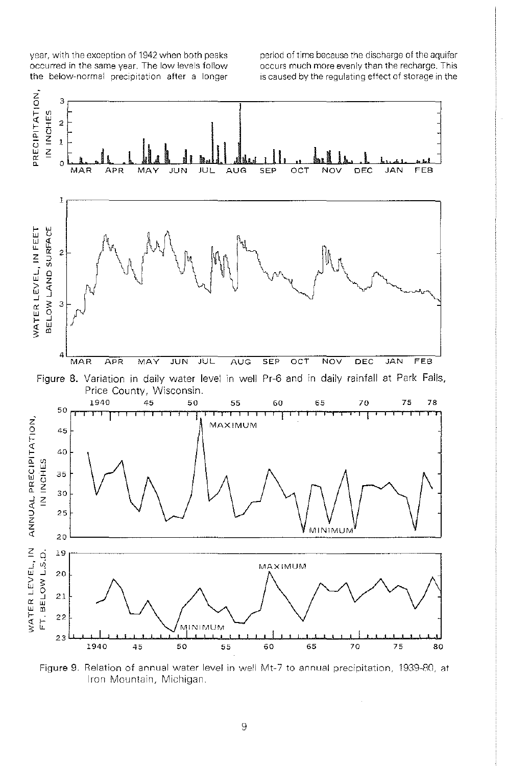year, with the exception of 1942 when both peaks occurred in the same year. The low levels follow the below-normal precipitation after a longer period of time because the discharge of the aquifer occurs much more evenly than the recharge. This is caused by the regulating effect of storage in the

Figure 8. Variation in daily water level in well Pr-6 and in daily rainfall at Park Falls, Price County, Wisconsin.

Figure 9. Relation of annual water level in well Mt-7 to annual precipitation, 1939-80, at Iron Mountain, Michigan.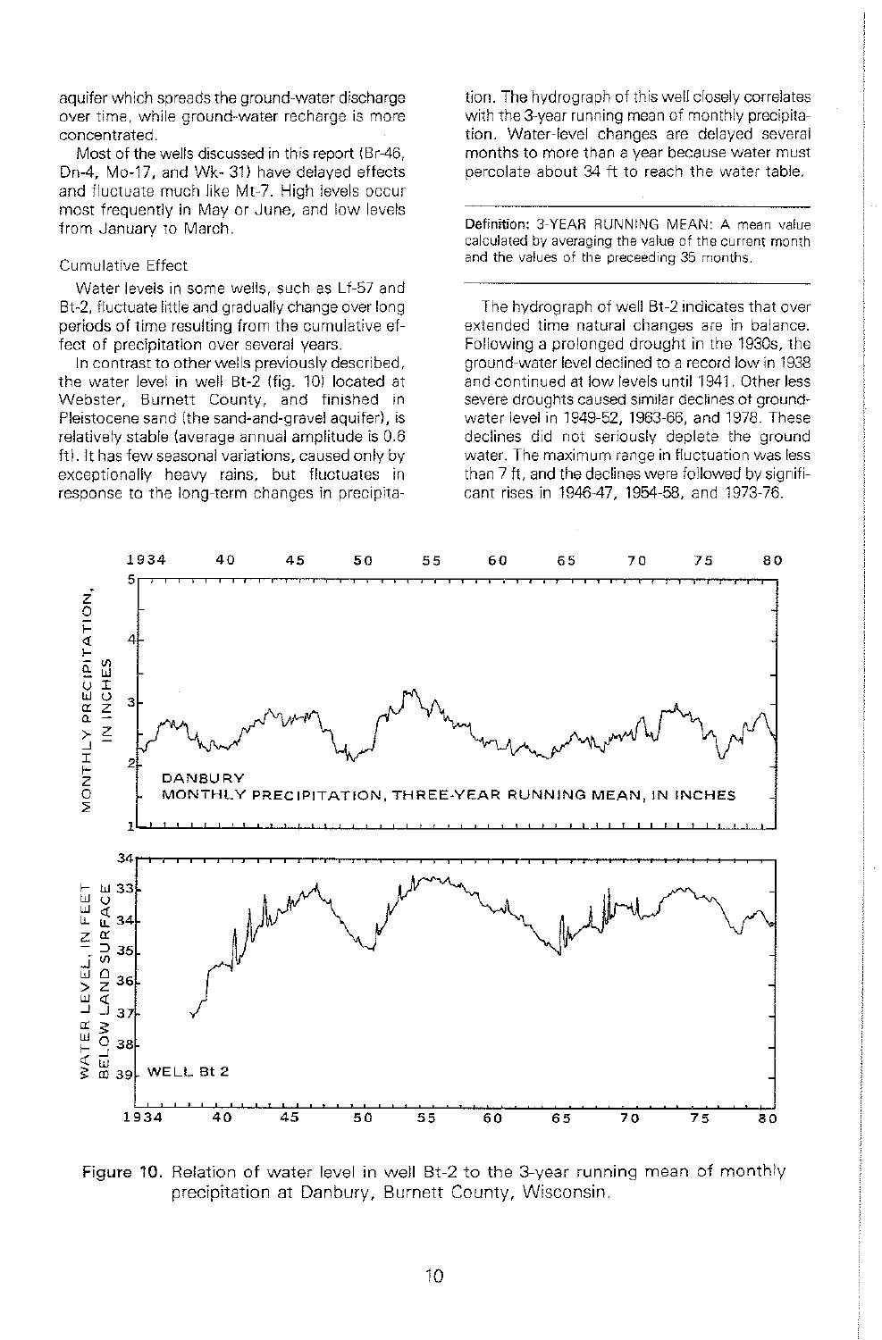aquifer which spreads the ground-water discharge over time, while ground-water recharge is more concentrated.

Most of the wells discussed in this report (Br-46, Dn-4, Mo-17, and Wk- 31) have delayed effects and fluctuate much like Mt-7. High levels occur most frequently in May or June, and low levels from January to March.

### Cumulative Effect

Water levels in some wells, such as Lf-57 and Bt-2, fluctuate little and gradually change over long periods of time resulting from the cumulative effect of precipitation over several years.

In contrast to other wells previously described, the water level in well Bt-2 (fig. 10) located at Webster, Burnett County, and finished in Pleistocene sand (the sand-and-gravel aquifer), is relatively stable (average annual amplitude is 0.6 ft). It has few seasonal variations, caused only by exceptionally heavy rains, but fluctuates in response to the long-term changes in precipitation. The hydrograph of this well closely correlates with the 3-year running mean of monthly precipitation. Water-level changes are delayed several months to more than a year because water must percolate about 34 ft to reach the water table.

**Definition:** 3-YEAR RUNNING MEAN: A mean value calculated by averaging the value of the current month and the values of the preceeding 35 months.

The hydrograph of well Bt-2 indicates that over extended time natural changes are in balance. Following a prolonged drought in the 1930s, the ground-water level declined to a record low in 1938 and continued at low levels until 1941. Other less severe droughts caused similar declines of ground-water level in 1949-52, 1963-66, and 1978. These declines did not seriously deplete the ground water. The maximum range in fluctuation was less than 7 ft, and the declines were followed by significant rises in 1946-47, 1954-58, and 1973-76.

Figure 10. Relation of water level in well Bt-2 to the 3-year running mean of monthly precipitation at Danbury, Burnett County, Wisconsin.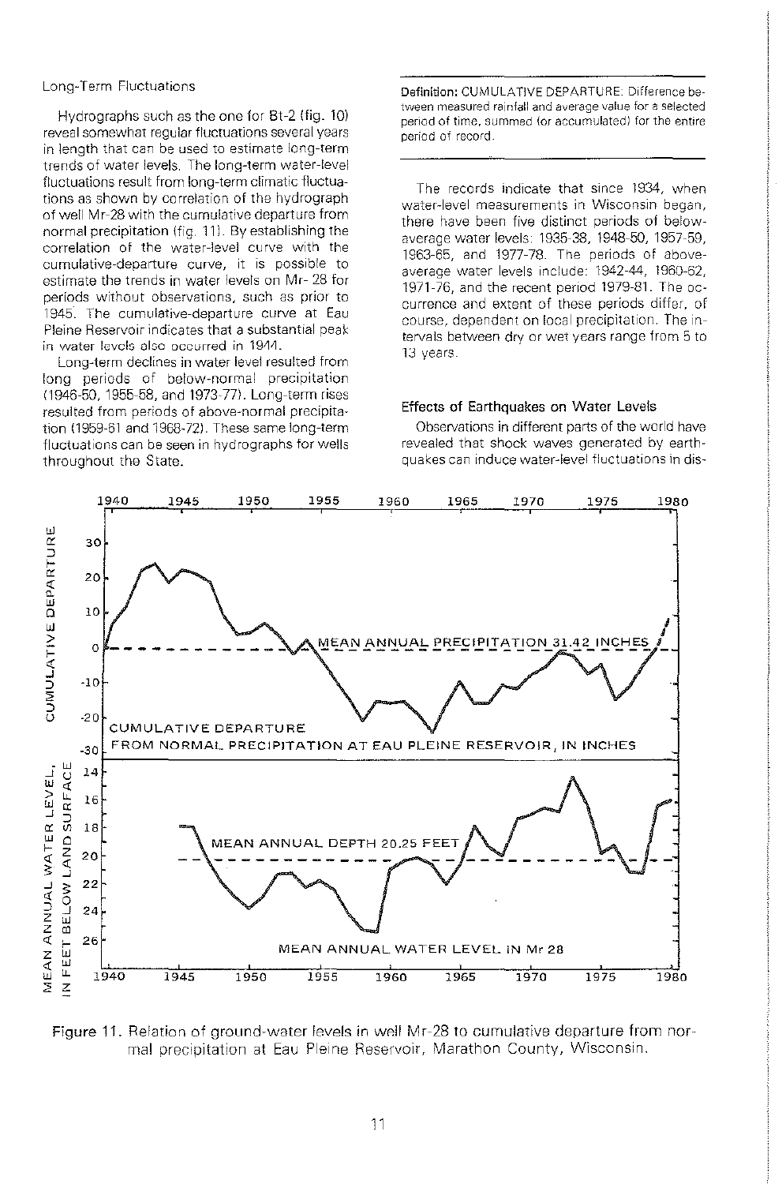Long-Term Fluctuations

Hydrographs such as the one for Bt-2 (fig. 10) reveal somewhat regular fluctuations several years in length that can be used to estimate long-term trends of water levels. The long-term water-level fluctuations result from long-term climatic fluctuations as shown by correlation of the hydrograph of well Mr-28 with the cumulative departure from normal precipitation (fig. 11). By establishing the correlation of the water-level curve with the cumulative-departure curve, it is possible to estimate the trends in water levels on Mr- 28 for periods without observations, such as prior to 1945. The cumulative-departure curve at Eau Pleine Reservoir indicates that a substantial peak in water levels also occurred in 1944.

Long-term declines in water level resulted from long periods of below-normal precipitation (1946-50, 1955-58, and 1973-77). Long-term rises resulted from periods of above-normal precipitation (1959-61 and 1968-72). These same long-term fluctuations can be seen in hydrographs for wells throughout the State.

**Definition:** CUMULATIVE DEPARTURE: Difference between measured rainfall and average value for a selected period of time, summed (or accumulated) for the entire period of record.

The records indicate that since 1934, when water-level measurements in Wisconsin began, there have been five distinct periods of below-average water levels: 1935-38, 1948-50, 1957-59, 1963-65, and 1977-78. The periods of above-average water levels include: 1942-44, 1960-62, 1971-76, and the recent period 1979-81. The occurrence and extent of these periods differ, of course, dependent on local precipitation. The intervals between dry or wet years range from 5 to 13 years.

### Effects of Earthquakes on Water Levels

Observations in different parts of the world have revealed that shock waves generated by earthquakes can induce water-level fluctuations in dis-

Figure 11. Relation of ground-water levels in well Mr-28 to cumulative departure from normal precipitation at Eau Pleine Reservoir, Marathon County, Wisconsin.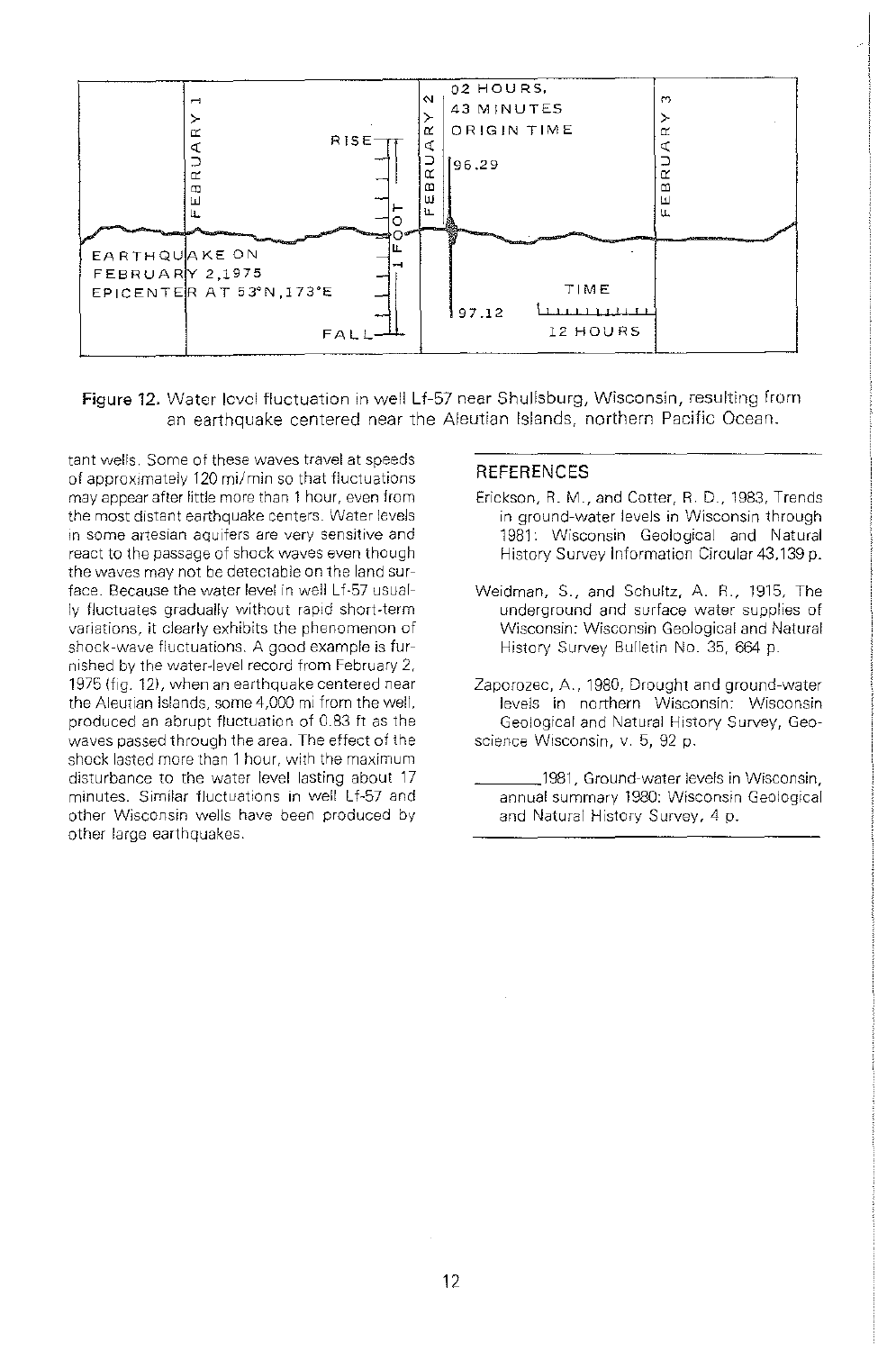Figure 12. Water level fluctuation in well Lf-57 near Shullsburg, Wisconsin, resulting from an earthquake centered near the Aleutian Islands, northern Pacific Ocean.

tant wells. Some of these waves travel at speeds of approximately 120 mi/min so that fluctuations may appear after little more than 1 hour, even from the most distant earthquake centers. Water levels in some artesian aquifers are very sensitive and react to the passage of shock waves even though the waves may not be detectable on the land surface. Because the water level in well Lf-57 usually fluctuates gradually without rapid short-term variations, it clearly exhibits the phenomenon of shock-wave fluctuations. A good example is furnished by the water-level record from February 2, 1975 (fig. 12), when an earthquake centered near the Aleutian Islands, some 4,000 mi from the well, produced an abrupt fluctuation of 0.83 ft as the waves passed through the area. The effect of the shock lasted more than 1 hour, with the maximum disturbance to the water level lasting about 17 minutes. Similar fluctuations in well Lf-57 and other Wisconsin wells have been produced by other large earthquakes.

## REFERENCES

Erickson, R. M., and Cotter, R. D., 1983, Trends in ground-water levels in Wisconsin through 1981: Wisconsin Geological and Natural History Survey Information Circular 43,139 p.

Weidman, S., and Schultz, A. R., 1915, The underground and surface water supplies of Wisconsin: Wisconsin Geological and Natural History Survey Bulletin No. 35, 664 p.

Zaporozec, A., 1980, Drought and ground-water levels in northern Wisconsin: Wisconsin Geological and Natural History Survey, Geoscience Wisconsin, v. 5, 92 p.

\_\_\_\_\_\_\_\_1981, Ground-water levels in Wisconsin, annual summary 1980: Wisconsin Geological and Natural History Survey, 4 p.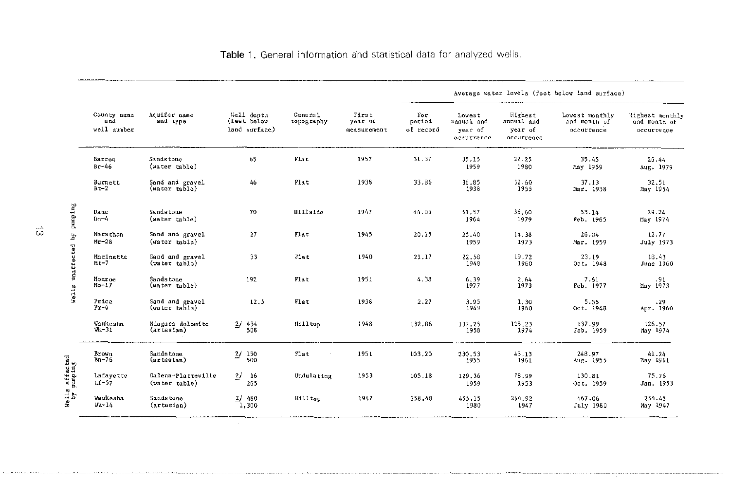**Table 1.** General information and statistical data for analyzed wells.

| | County name and well number | Aquifer name and type | Well depth (feet below land surface) | General topography | First year of measurement | Average water levels (feet below land surface) | | | | |
|---|---|---|---|---|---|---|---|---|---|---|
| | | | | | | For period of record | Lowest annual and year of occurrence | Highest annual and year of occurrence | Lowest monthly and month of occurrence | Highest monthly and month of occurrence |
| Wells unaffected by pumping | Barron Br-46 | Sandstone (water table) | 65 | Flat | 1957 | 31.37 | 35.15 1959 | 22.25 1980 | 35.45 May 1959 | 26.44 Aug. 1979 |
| | Burnett Bt-2 | Sand and gravel (water table) | 46 | Flat | 1938 | 33.86 | 36.85 1938 | 32.60 1955 | 37.13 Mar. 1938 | 32.51 May 1954 |
| | Dane Dn-4 | Sandstone (water table) | 70 | Hillside | 1947 | 44.05 | 51.57 1964 | 36.60 1979 | 53.14 Feb. 1965 | 29.24 May 1974 |
| | Marathon Mr-28 | Sand and gravel (water table) | 27 | Flat | 1945 | 20.15 | 25.40 1959 | 14.38 1973 | 26.04 Mar. 1959 | 12.77 July 1973 |
| | Marinette Mt-7 | Sand and gravel (water table) | 33 | Flat | 1940 | 21.17 | 22.58 1948 | 19.72 1960 | 23.19 Oct. 1948 | 18.43 June 1960 |
| | Monroe Mo-17 | Sandstone (water table) | 192 | Flat | 1951 | 4.38 | 6.39 1977 | 2.64 1973 | 7.61 Feb. 1977 | .91 May 1973 |
| | Price Pr-6 | Sand and gravel (water table) | 12.5 | Flat | 1938 | 2.27 | 3.95 1949 | 1.30 1960 | 5.55 Oct. 1948 | .29 Apr. 1960 |
| | Waukesha Wk-31 | Niagara dolomite (artesian) | 2/ 434 508 | Hilltop | 1948 | 132.86 | 137.25 1958 | 128.23 1974 | 137.99 Feb. 1959 | 126.57 May 1974 |
| Wells affected by pumping | Brown Bn-76 | Sandstone (artesian) | 2/ 150 500 | Flat | 1951 | 103.20 | 230.53 1955 | 45.13 1961 | 248.97 Aug. 1955 | 41.24 May 1961 |
| | Lafayette Lf-57 | Galena-Platteville (water table) | 2/ 16 265 | Undulating | 1953 | 105.18 | 129.36 1959 | 78.99 1953 | 130.81 Oct. 1959 | 75.76 Jan. 1953 |
| | Waukesha Wk-14 | Sandstone (artesian) | 2/ 480 1,300 | Hilltop | 1947 | 358.48 | 455.15 1980 | 264.92 1947 | 467.06 July 1980 | 254.45 May 1947 |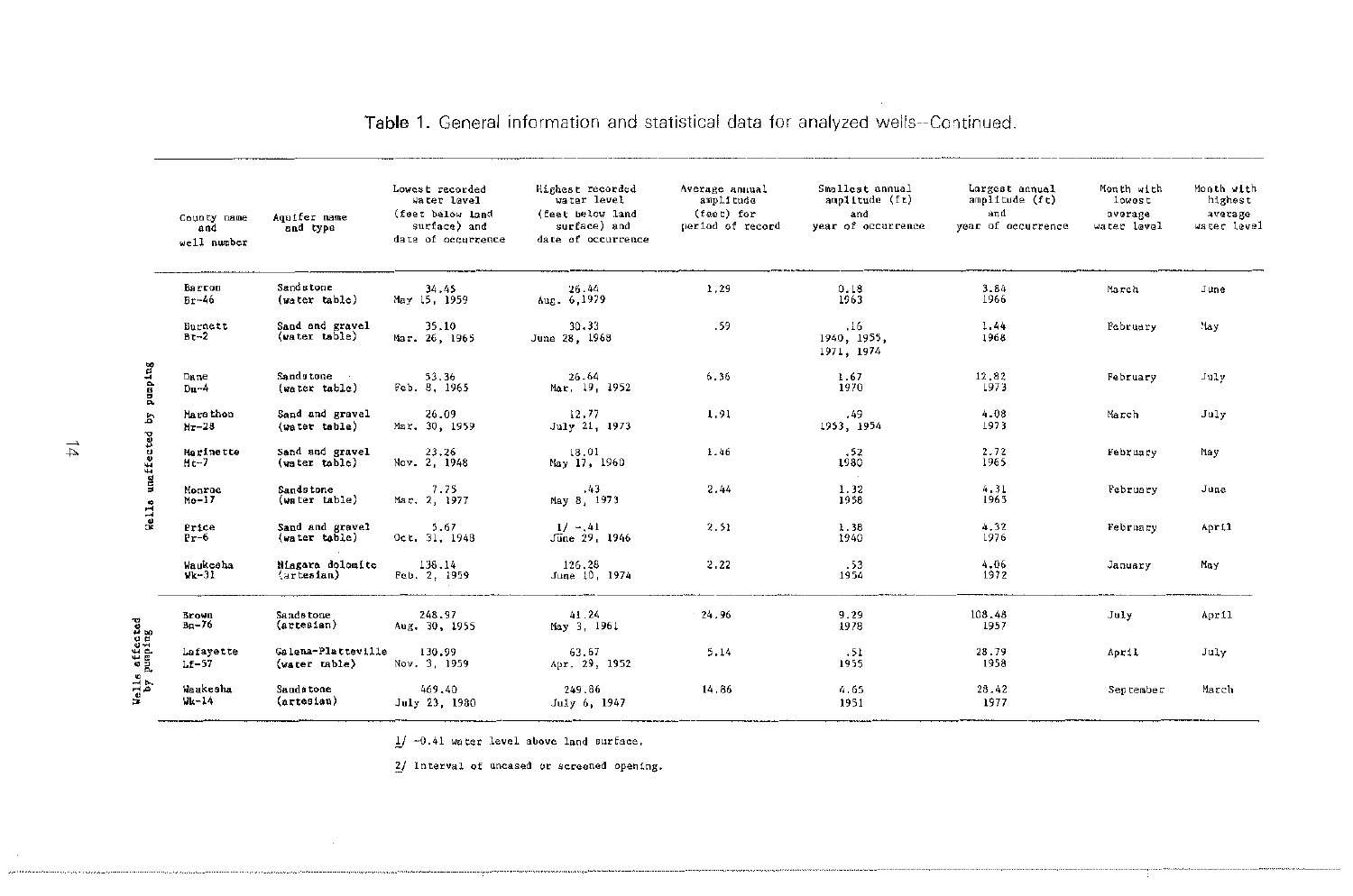Table 1. General information and statistical data for analyzed wells--Continued.

| | County name and well number | Aquifer name and type | Lowest recorded water level (feet below land surface) and date of occurrence | Highest recorded water level (feet below land surface) and date of occurrence | Average annual amplitude (feet) for period of record | Smallest annual amplitude (ft) and year of occurrence | Largest annual amplitude (ft) and year of occurrence | Month with lowest average water level | Month with highest average water level |
|---|---|---|---|---|---|---|---|---|---|
| Wells unaffected by pumping | Barron Br-46 | Sandstone (water table) | 34.45 May 15, 1959 | 26.44 Aug. 6, 1979 | 1.29 | 0.18 1963 | 3.84 1966 | March | June |
| | Burnett Bt-2 | Sand and gravel (water table) | 35.10 Mar. 26, 1965 | 30.33 June 28, 1968 | .59 | .16 1940, 1955, 1971, 1974 | 1.44 1968 | February | May |
| | Dane Dn-4 | Sandstone (water table) | 53.36 Feb. 8, 1965 | 26.64 Mar. 19, 1952 | 6.36 | 1.67 1970 | 12.82 1973 | February | July |
| | Marathon Mr-28 | Sand and gravel (water table) | 26.09 Mar. 30, 1959 | 12.77 July 21, 1973 | 1.91 | .49 1953, 1954 | 4.08 1973 | March | July |
| | Marinette Mt-7 | Sand and gravel (water table) | 23.26 Nov. 2, 1948 | 18.01 May 17, 1960 | 1.46 | .52 1980 | 2.72 1965 | February | May |
| | Monroe Mo-17 | Sandstone (water table) | 7.75 Mar. 2, 1977 | .43 May 8, 1973 | 2.44 | 1.32 1958 | 4.31 1965 | February | June |
| | Price Pr-6 | Sand and gravel (water table) | 5.67 Oct. 31, 1948 | 1/ -.41 June 29, 1946 | 2.51 | 1.38 1940 | 4.32 1976 | February | April |
| | Waukesha Wk-31 | Niagara dolomite (artesian) | 138.14 Feb. 2, 1959 | 126.28 June 10, 1974 | 2.22 | .53 1954 | 4.06 1972 | January | May |
| Wells affected by pumping | Brown Bn-76 | Sandstone (artesian) | 248.97 Aug. 30, 1955 | 41.24 May 3, 1961 | 24.96 | 9.29 1978 | 108.48 1957 | July | April |
| | Lafayette Lf-57 | Galena-Platteville (water table) | 130.99 Nov. 3, 1959 | 63.67 Apr. 29, 1952 | 5.14 | .51 1955 | 28.79 1958 | April | July |
| | Waukesha Wk-14 | Sandstone (artesian) | 469.40 July 23, 1980 | 249.86 July 6, 1947 | 14.86 | 4.65 1951 | 28.42 1977 | September | March |

1/ -0.41 water level above land surface.

2/ Interval of uncased or screened opening.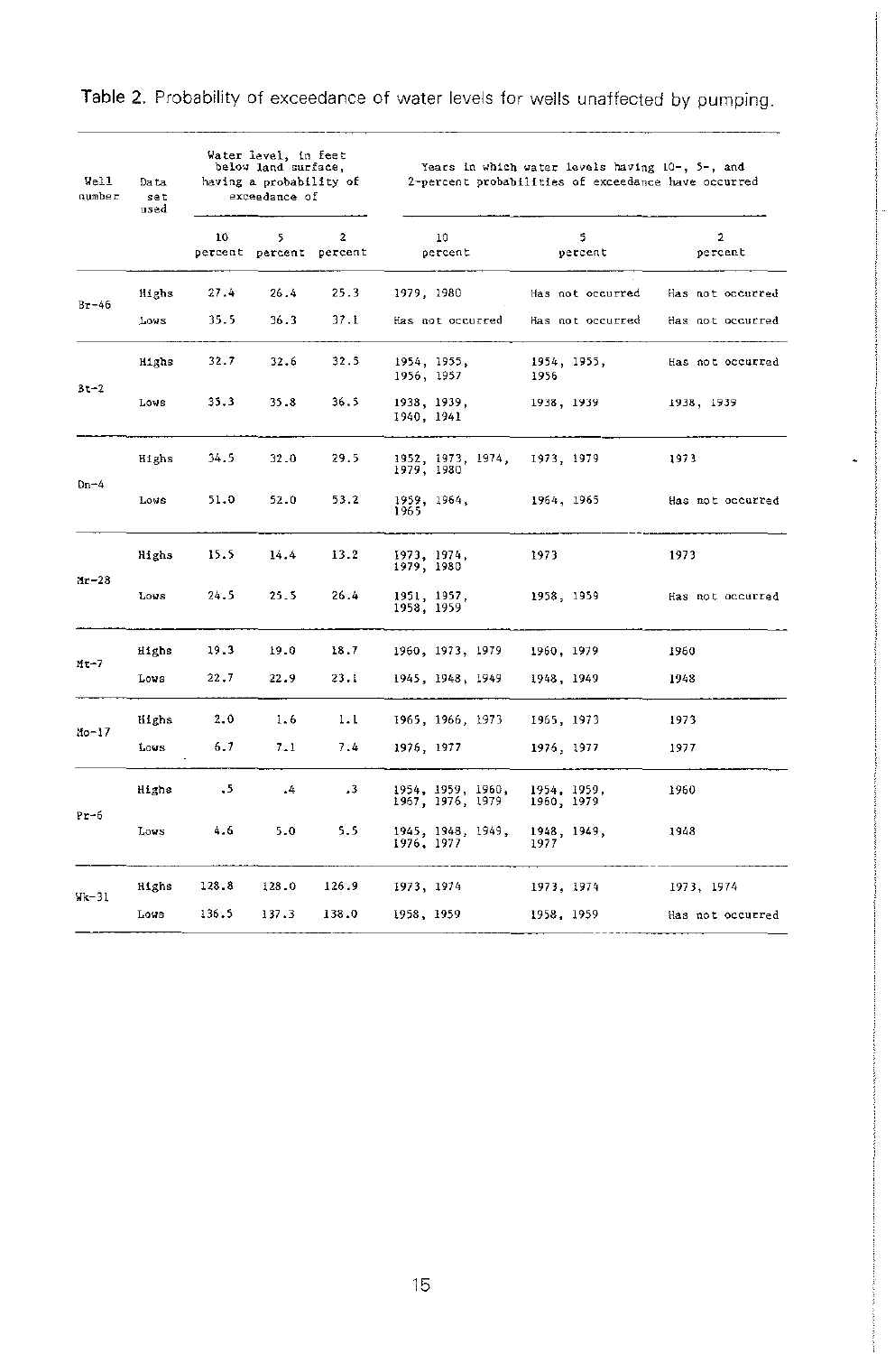Table 2. Probability of exceedance of water levels for wells unaffected by pumping.

| Well number | Data set used | Water level, in feet below land surface, having a probability of exceedance of | | | Years in which water levels having 10-, 5-, and 2-percent probabilities of exceedance have occurred | | |
|---|---|---|---|---|---|---|---|
| | | 10 percent | 5 percent | 2 percent | 10 percent | 5 percent | 2 percent |
| Br-46 | Highs | 27.4 | 26.4 | 25.3 | 1979, 1980 | Has not occurred | Has not occurred |
| | Lows | 35.5 | 36.3 | 37.1 | Has not occurred | Has not occurred | Has not occurred |
| Bt-2 | Highs | 32.7 | 32.6 | 32.5 | 1954, 1955, 1956, 1957 | 1954, 1955, 1956 | Has not occurred |
| | Lows | 35.3 | 35.8 | 36.5 | 1938, 1939, 1940, 1941 | 1938, 1939 | 1938, 1939 |
| Dn-4 | Highs | 34.5 | 32.0 | 29.5 | 1952, 1973, 1974, 1979, 1980 | 1973, 1979 | 1973 |
| | Lows | 51.0 | 52.0 | 53.2 | 1959, 1964, 1965 | 1964, 1965 | Has not occurred |
| Mr-28 | Highs | 15.5 | 14.4 | 13.2 | 1973, 1974, 1979, 1980 | 1973 | 1973 |
| | Lows | 24.5 | 25.5 | 26.4 | 1951, 1957, 1958, 1959 | 1958, 1959 | Has not occurred |
| Mt-7 | Highs | 19.3 | 19.0 | 18.7 | 1960, 1973, 1979 | 1960, 1979 | 1960 |
| | Lows | 22.7 | 22.9 | 23.1 | 1945, 1948, 1949 | 1948, 1949 | 1948 |
| Mo-17 | Highs | 2.0 | 1.6 | 1.1 | 1965, 1966, 1973 | 1965, 1973 | 1973 |
| | Lows | 6.7 | 7.1 | 7.4 | 1976, 1977 | 1976, 1977 | 1977 |
| Pr-6 | Highs | .5 | .4 | .3 | 1954, 1959, 1960, 1967, 1976, 1979 | 1954, 1959, 1960, 1979 | 1960 |
| | Lows | 4.6 | 5.0 | 5.5 | 1945, 1948, 1949, 1976, 1977 | 1948, 1949, 1977 | 1948 |
| Wk-31 | Highs | 128.8 | 128.0 | 126.9 | 1973, 1974 | 1973, 1974 | 1973, 1974 |
| | Lows | 136.5 | 137.3 | 138.0 | 1958, 1959 | 1958, 1959 | Has not occurred |